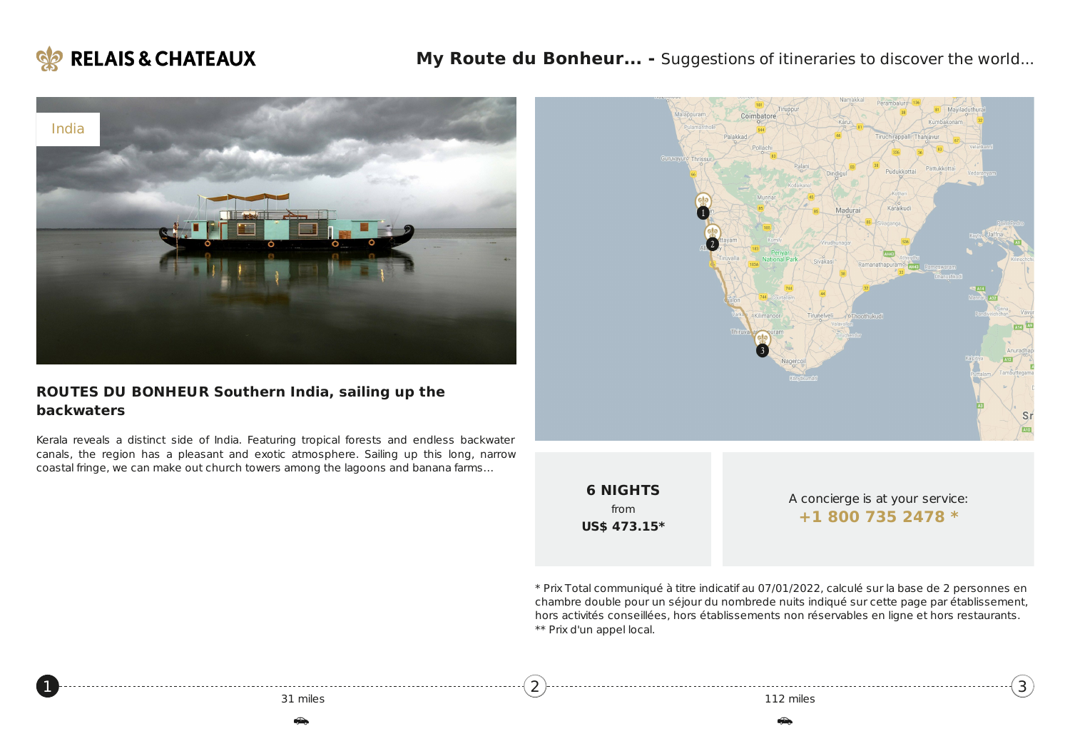RELAIS & CHATEAUX

**My Route du Bonheur... -** Suggestions of itineraries to discover the world...

India

## ROUTES DU BONHEUR Southern India, sailing up the backwaters

Kerala reveals a distinct side of India. Featuring tropical forests and endless backwater canals, the region has a pleasant and exotic atmosphere. Sailing up this long, narrow coastal fringe, we can make out church towers among the lagoons and banana farms...

**6 NIGHTS**
from
**US$ 473.15***

A concierge is at your service:
**+1 800 735 2478 ***

* Prix Total communiqué à titre indicatif au 07/01/2022, calculé sur la base de 2 personnes en chambre double pour un séjour du nombrede nuits indiqué sur cette page par établissement, hors activités conseillées, hors établissements non réservables en ligne et hors restaurants.
** Prix d'un appel local.

1 — 31 miles — 2 — 112 miles — 3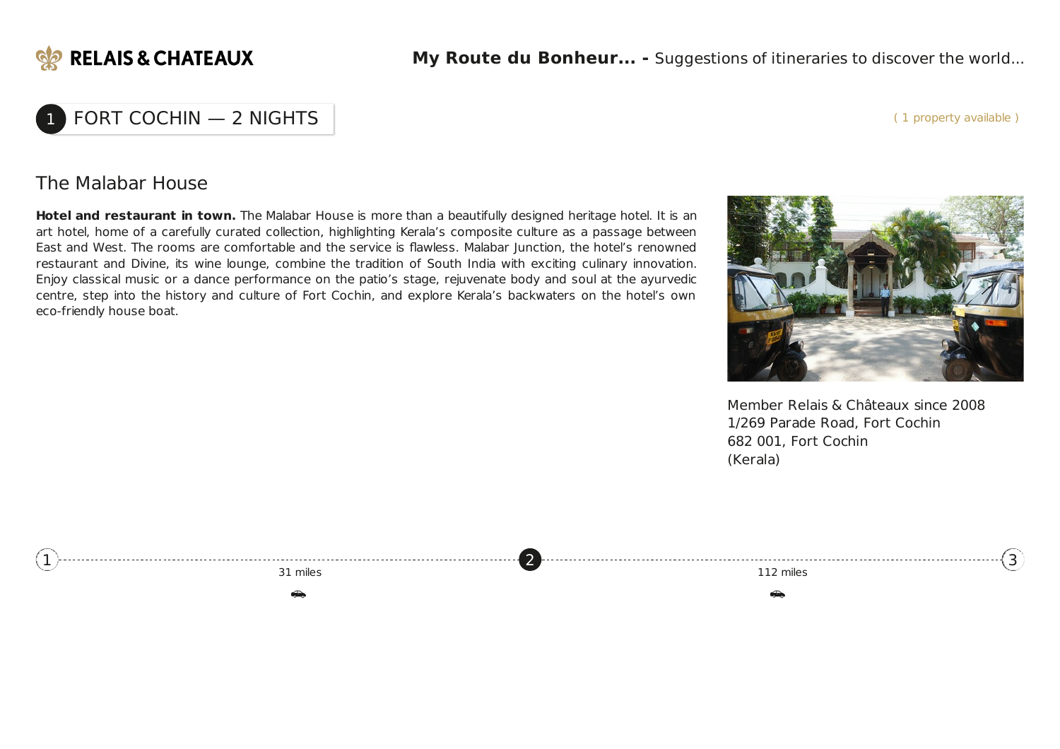## 1 FORT COCHIN — 2 NIGHTS

( 1 property available )

### The Malabar House

**Hotel and restaurant in town.** The Malabar House is more than a beautifully designed heritage hotel. It is an art hotel, home of a carefully curated collection, highlighting Kerala's composite culture as a passage between East and West. The rooms are comfortable and the service is flawless. Malabar Junction, the hotel's renowned restaurant and Divine, its wine lounge, combine the tradition of South India with exciting culinary innovation. Enjoy classical music or a dance performance on the patio's stage, rejuvenate body and soul at the ayurvedic centre, step into the history and culture of Fort Cochin, and explore Kerala's backwaters on the hotel's own eco-friendly house boat.

Member Relais & Châteaux since 2008
1/269 Parade Road, Fort Cochin
682 001, Fort Cochin
(Kerala)

1 — 31 miles — 2 — 112 miles — 3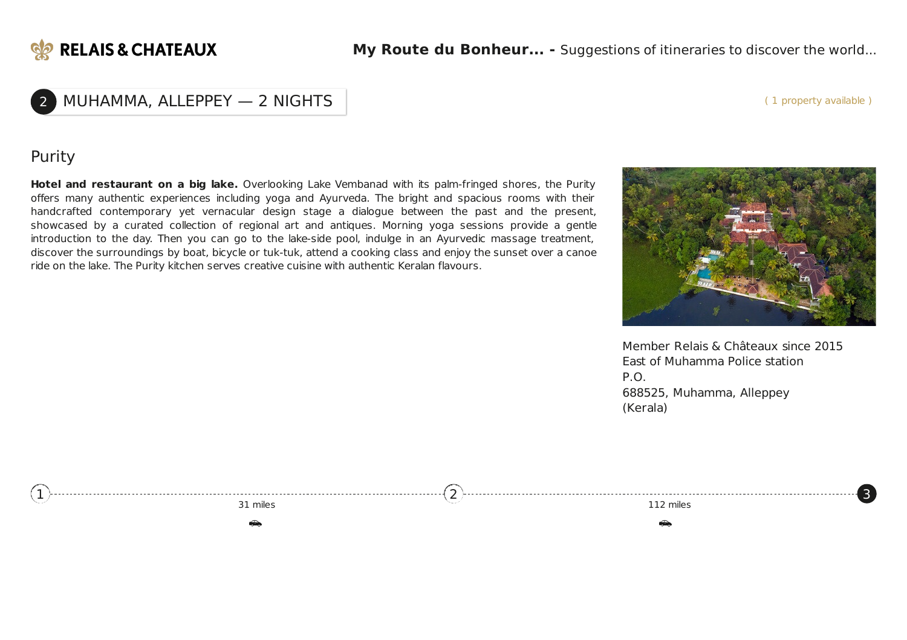## 2 MUHAMMA, ALLEPPEY — 2 NIGHTS

( 1 property available )

### Purity

**Hotel and restaurant on a big lake.** Overlooking Lake Vembanad with its palm-fringed shores, the Purity offers many authentic experiences including yoga and Ayurveda. The bright and spacious rooms with their handcrafted contemporary yet vernacular design stage a dialogue between the past and the present, showcased by a curated collection of regional art and antiques. Morning yoga sessions provide a gentle introduction to the day. Then you can go to the lake-side pool, indulge in an Ayurvedic massage treatment, discover the surroundings by boat, bicycle or tuk-tuk, attend a cooking class and enjoy the sunset over a canoe ride on the lake. The Purity kitchen serves creative cuisine with authentic Keralan flavours.

Member Relais & Châteaux since 2015
East of Muhamma Police station
P.O.
688525, Muhamma, Alleppey
(Kerala)

1 — 31 miles — 2 — 112 miles — 3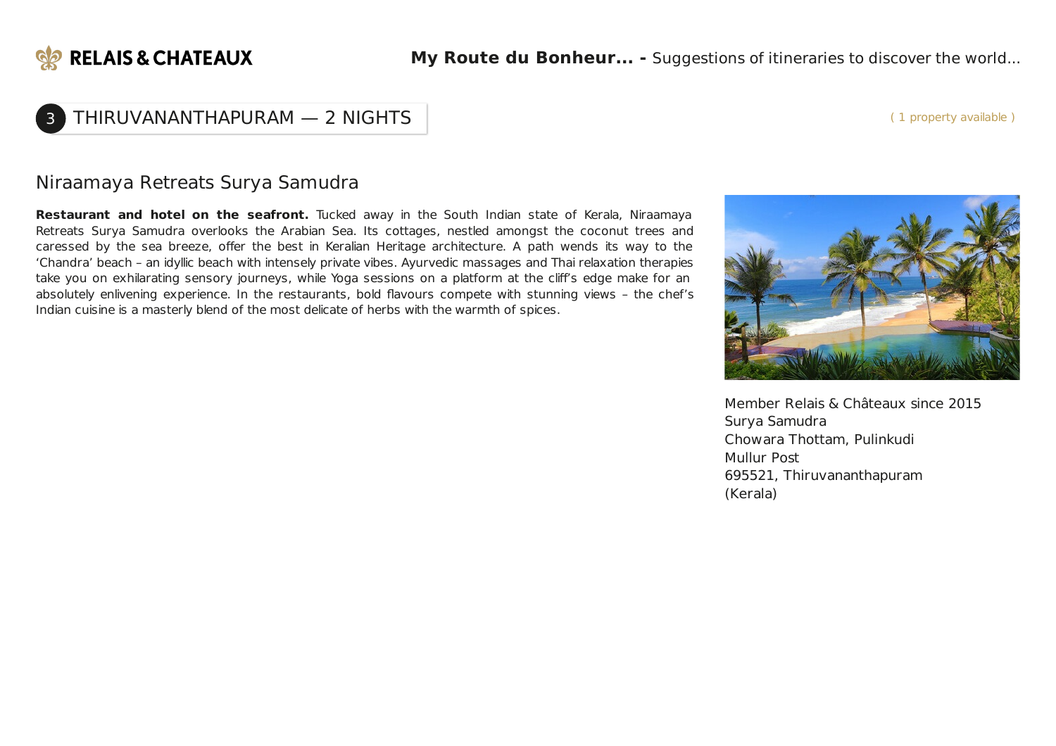## 3 THIRUVANANTHAPURAM — 2 NIGHTS

( 1 property available )

### Niraamaya Retreats Surya Samudra

**Restaurant and hotel on the seafront.** Tucked away in the South Indian state of Kerala, Niraamaya Retreats Surya Samudra overlooks the Arabian Sea. Its cottages, nestled amongst the coconut trees and caressed by the sea breeze, offer the best in Keralian Heritage architecture. A path wends its way to the 'Chandra' beach – an idyllic beach with intensely private vibes. Ayurvedic massages and Thai relaxation therapies take you on exhilarating sensory journeys, while Yoga sessions on a platform at the cliff's edge make for an absolutely enlivening experience. In the restaurants, bold flavours compete with stunning views – the chef's Indian cuisine is a masterly blend of the most delicate of herbs with the warmth of spices.

Member Relais & Châteaux since 2015
Surya Samudra
Chowara Thottam, Pulinkudi
Mullur Post
695521, Thiruvananthapuram
(Kerala)